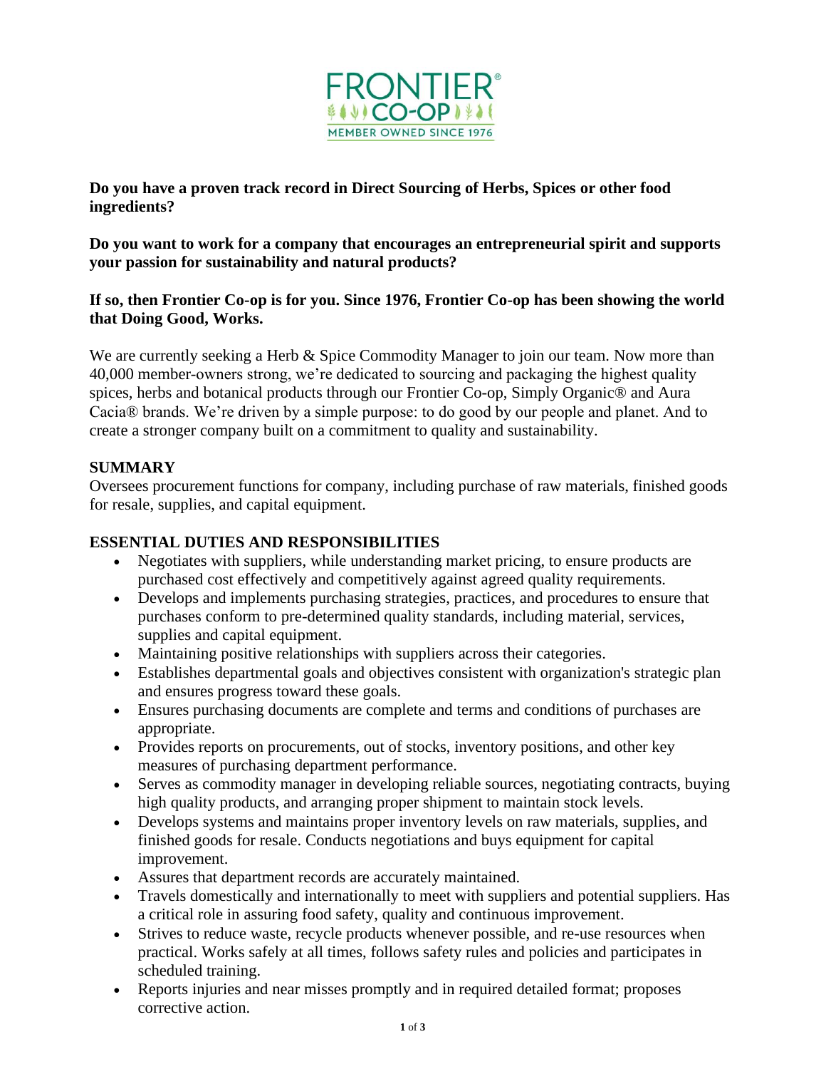FRONTIER® CO-OP

MEMBER OWNED SINCE 1976

**Do you have a proven track record in Direct Sourcing of Herbs, Spices or other food ingredients?**

**Do you want to work for a company that encourages an entrepreneurial spirit and supports your passion for sustainability and natural products?**

**If so, then Frontier Co-op is for you. Since 1976, Frontier Co-op has been showing the world that Doing Good, Works.**

We are currently seeking a Herb & Spice Commodity Manager to join our team. Now more than 40,000 member-owners strong, we're dedicated to sourcing and packaging the highest quality spices, herbs and botanical products through our Frontier Co-op, Simply Organic® and Aura Cacia® brands. We're driven by a simple purpose: to do good by our people and planet. And to create a stronger company built on a commitment to quality and sustainability.

## SUMMARY

Oversees procurement functions for company, including purchase of raw materials, finished goods for resale, supplies, and capital equipment.

## ESSENTIAL DUTIES AND RESPONSIBILITIES

- Negotiates with suppliers, while understanding market pricing, to ensure products are purchased cost effectively and competitively against agreed quality requirements.
- Develops and implements purchasing strategies, practices, and procedures to ensure that purchases conform to pre-determined quality standards, including material, services, supplies and capital equipment.
- Maintaining positive relationships with suppliers across their categories.
- Establishes departmental goals and objectives consistent with organization's strategic plan and ensures progress toward these goals.
- Ensures purchasing documents are complete and terms and conditions of purchases are appropriate.
- Provides reports on procurements, out of stocks, inventory positions, and other key measures of purchasing department performance.
- Serves as commodity manager in developing reliable sources, negotiating contracts, buying high quality products, and arranging proper shipment to maintain stock levels.
- Develops systems and maintains proper inventory levels on raw materials, supplies, and finished goods for resale. Conducts negotiations and buys equipment for capital improvement.
- Assures that department records are accurately maintained.
- Travels domestically and internationally to meet with suppliers and potential suppliers. Has a critical role in assuring food safety, quality and continuous improvement.
- Strives to reduce waste, recycle products whenever possible, and re-use resources when practical. Works safely at all times, follows safety rules and policies and participates in scheduled training.
- Reports injuries and near misses promptly and in required detailed format; proposes corrective action.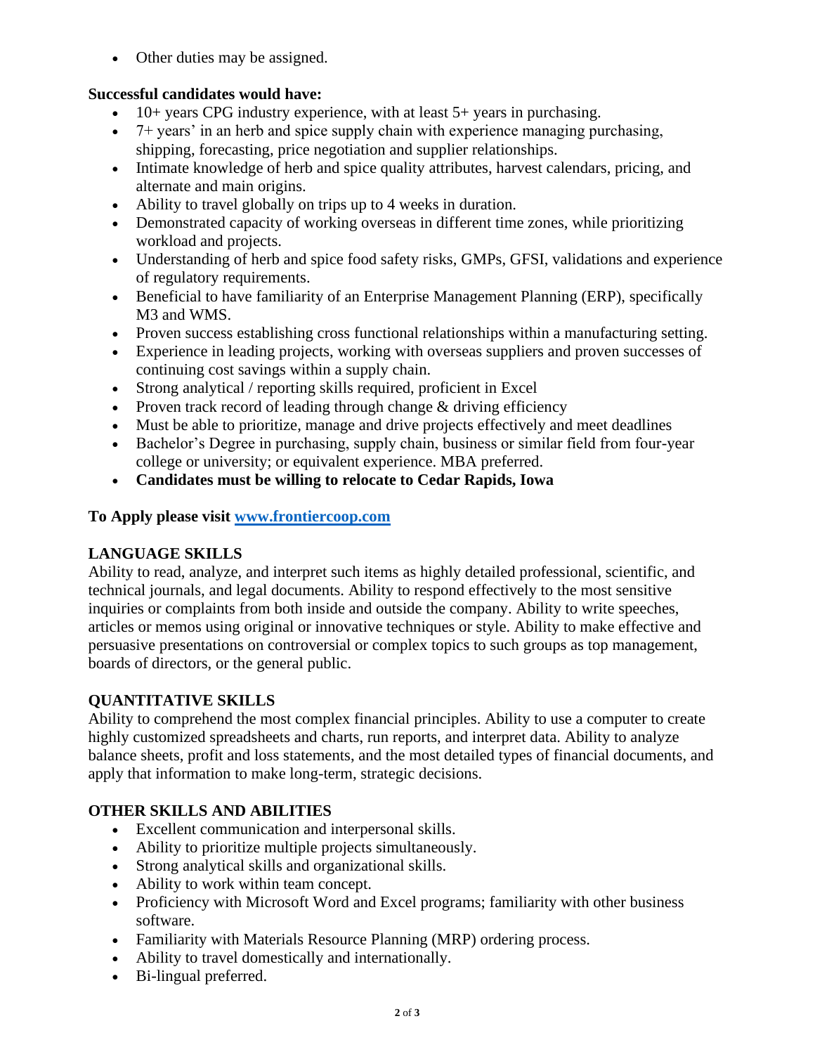- Other duties may be assigned.

**Successful candidates would have:**

- 10+ years CPG industry experience, with at least 5+ years in purchasing.
- 7+ years' in an herb and spice supply chain with experience managing purchasing, shipping, forecasting, price negotiation and supplier relationships.
- Intimate knowledge of herb and spice quality attributes, harvest calendars, pricing, and alternate and main origins.
- Ability to travel globally on trips up to 4 weeks in duration.
- Demonstrated capacity of working overseas in different time zones, while prioritizing workload and projects.
- Understanding of herb and spice food safety risks, GMPs, GFSI, validations and experience of regulatory requirements.
- Beneficial to have familiarity of an Enterprise Management Planning (ERP), specifically M3 and WMS.
- Proven success establishing cross functional relationships within a manufacturing setting.
- Experience in leading projects, working with overseas suppliers and proven successes of continuing cost savings within a supply chain.
- Strong analytical / reporting skills required, proficient in Excel
- Proven track record of leading through change & driving efficiency
- Must be able to prioritize, manage and drive projects effectively and meet deadlines
- Bachelor's Degree in purchasing, supply chain, business or similar field from four-year college or university; or equivalent experience. MBA preferred.
- **Candidates must be willing to relocate to Cedar Rapids, Iowa**

**To Apply please visit [www.frontiercoop.com](www.frontiercoop.com)**

## LANGUAGE SKILLS

Ability to read, analyze, and interpret such items as highly detailed professional, scientific, and technical journals, and legal documents. Ability to respond effectively to the most sensitive inquiries or complaints from both inside and outside the company. Ability to write speeches, articles or memos using original or innovative techniques or style. Ability to make effective and persuasive presentations on controversial or complex topics to such groups as top management, boards of directors, or the general public.

## QUANTITATIVE SKILLS

Ability to comprehend the most complex financial principles. Ability to use a computer to create highly customized spreadsheets and charts, run reports, and interpret data. Ability to analyze balance sheets, profit and loss statements, and the most detailed types of financial documents, and apply that information to make long-term, strategic decisions.

## OTHER SKILLS AND ABILITIES

- Excellent communication and interpersonal skills.
- Ability to prioritize multiple projects simultaneously.
- Strong analytical skills and organizational skills.
- Ability to work within team concept.
- Proficiency with Microsoft Word and Excel programs; familiarity with other business software.
- Familiarity with Materials Resource Planning (MRP) ordering process.
- Ability to travel domestically and internationally.
- Bi-lingual preferred.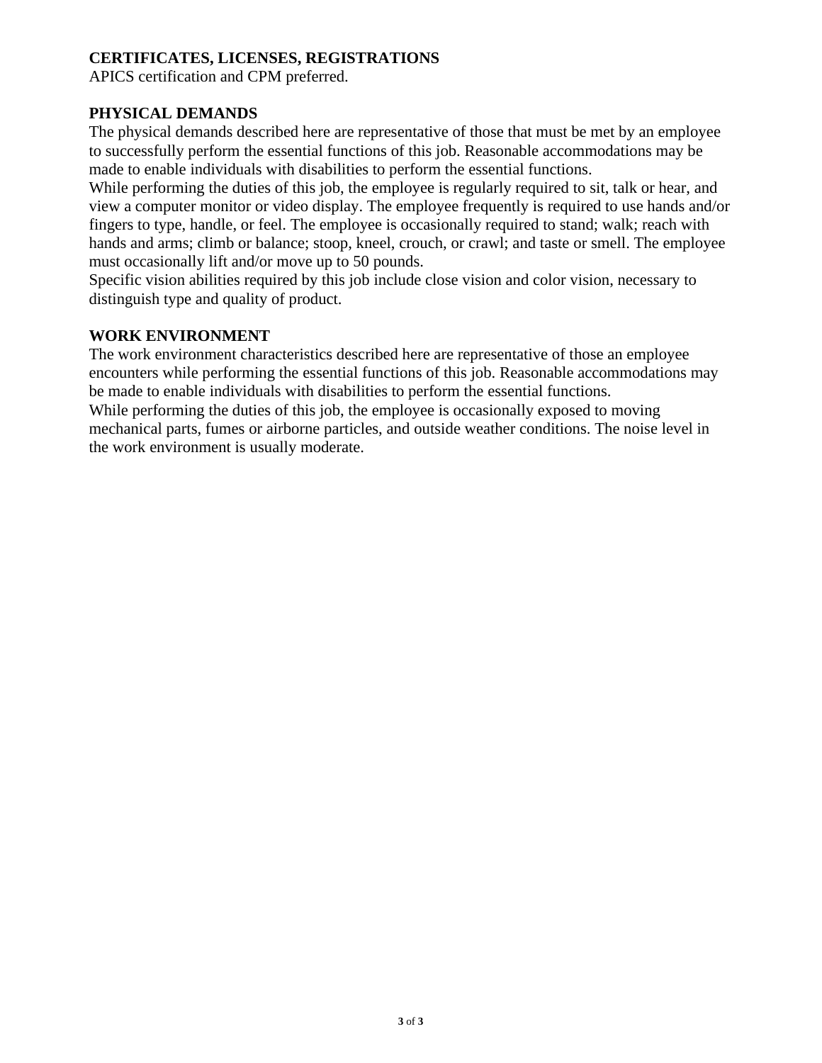**CERTIFICATES, LICENSES, REGISTRATIONS**

APICS certification and CPM preferred.

**PHYSICAL DEMANDS**

The physical demands described here are representative of those that must be met by an employee to successfully perform the essential functions of this job. Reasonable accommodations may be made to enable individuals with disabilities to perform the essential functions.

While performing the duties of this job, the employee is regularly required to sit, talk or hear, and view a computer monitor or video display. The employee frequently is required to use hands and/or fingers to type, handle, or feel. The employee is occasionally required to stand; walk; reach with hands and arms; climb or balance; stoop, kneel, crouch, or crawl; and taste or smell. The employee must occasionally lift and/or move up to 50 pounds.

Specific vision abilities required by this job include close vision and color vision, necessary to distinguish type and quality of product.

**WORK ENVIRONMENT**

The work environment characteristics described here are representative of those an employee encounters while performing the essential functions of this job. Reasonable accommodations may be made to enable individuals with disabilities to perform the essential functions.

While performing the duties of this job, the employee is occasionally exposed to moving mechanical parts, fumes or airborne particles, and outside weather conditions. The noise level in the work environment is usually moderate.